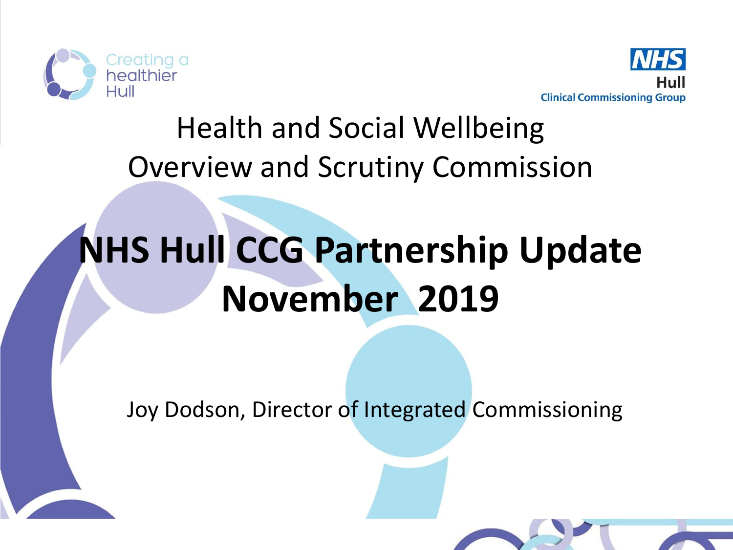Creating a healthier Hull

NHS Hull Clinical Commissioning Group

Health and Social Wellbeing Overview and Scrutiny Commission

# NHS Hull CCG Partnership Update November 2019

Joy Dodson, Director of Integrated Commissioning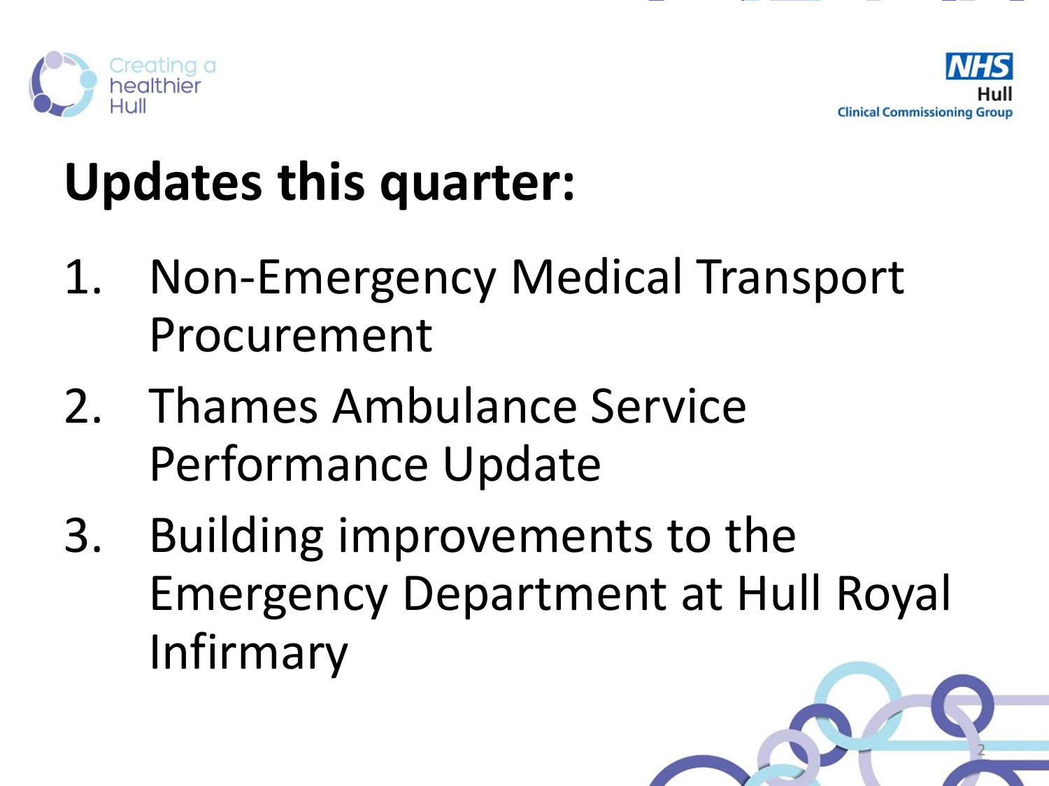# Updates this quarter:

1. Non-Emergency Medical Transport Procurement
2. Thames Ambulance Service Performance Update
3. Building improvements to the Emergency Department at Hull Royal Infirmary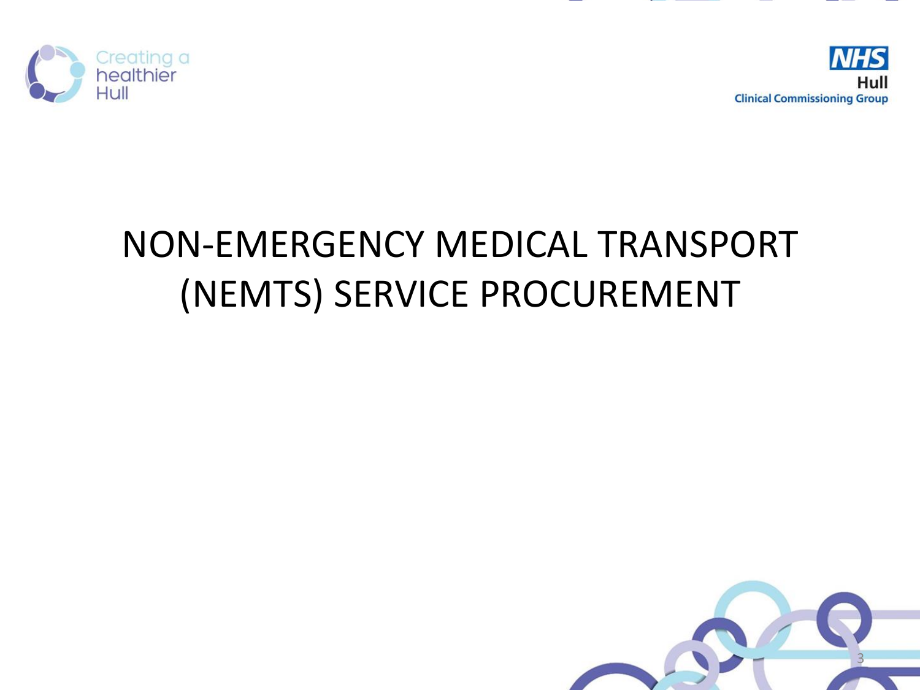# NON-EMERGENCY MEDICAL TRANSPORT (NEMTS) SERVICE PROCUREMENT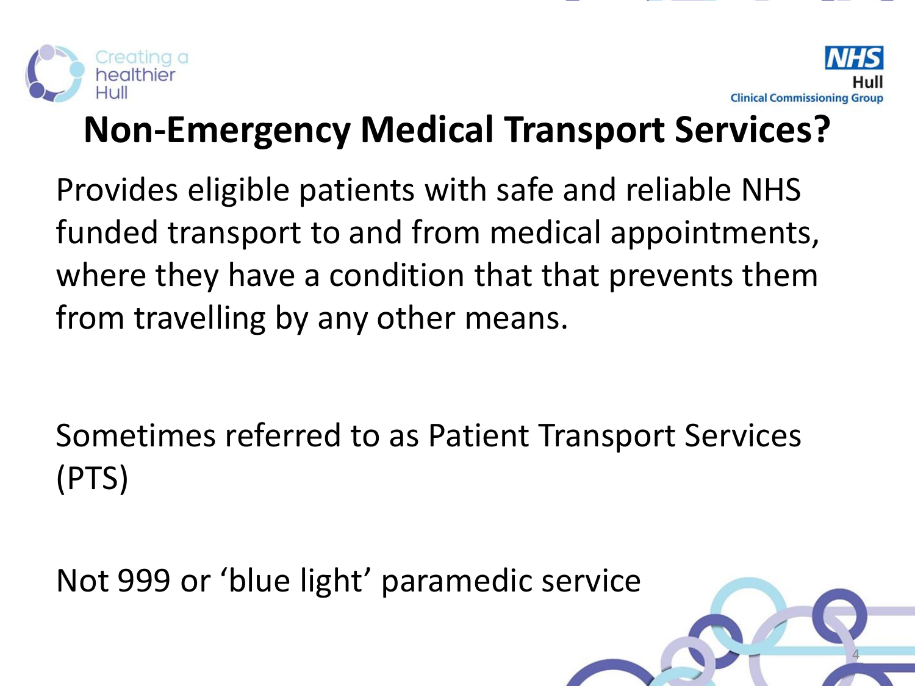# Non-Emergency Medical Transport Services?

Provides eligible patients with safe and reliable NHS funded transport to and from medical appointments, where they have a condition that that prevents them from travelling by any other means.

Sometimes referred to as Patient Transport Services (PTS)

Not 999 or 'blue light' paramedic service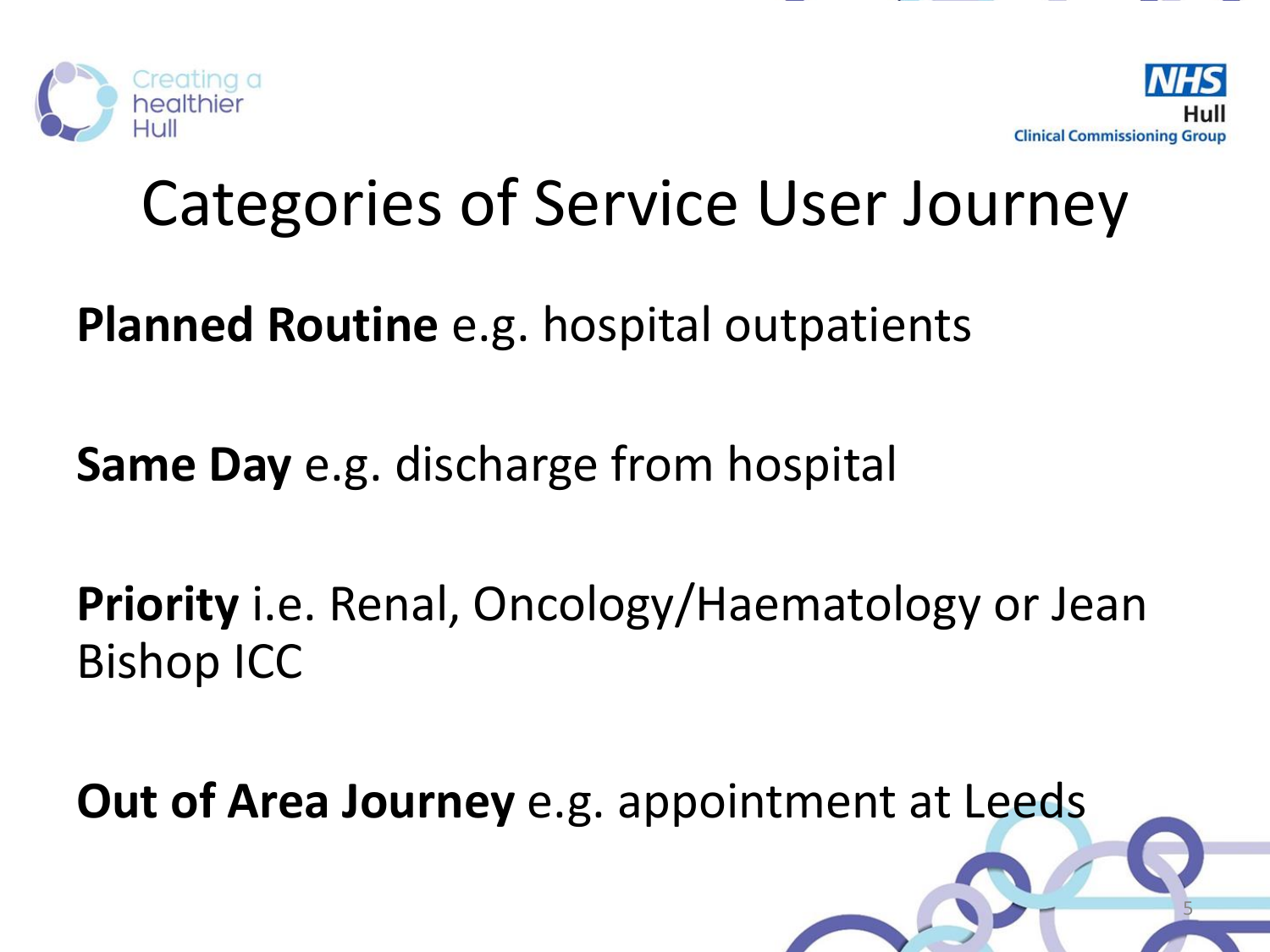# Categories of Service User Journey

**Planned Routine** e.g. hospital outpatients

**Same Day** e.g. discharge from hospital

**Priority** i.e. Renal, Oncology/Haematology or Jean Bishop ICC

**Out of Area Journey** e.g. appointment at Leeds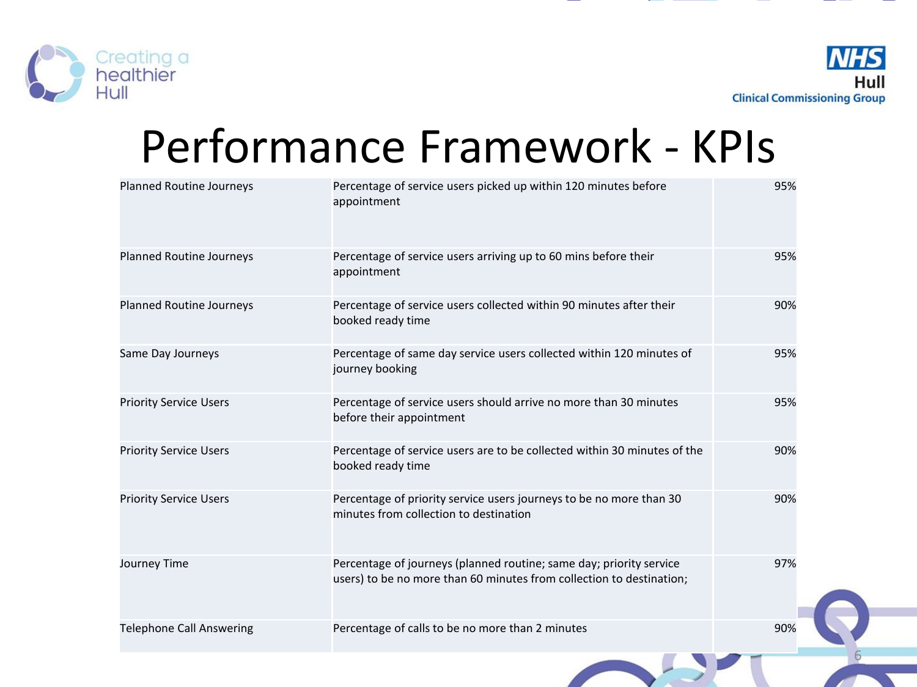# Performance Framework - KPIs

| | | |
|---|---|---|
| Planned Routine Journeys | Percentage of service users picked up within 120 minutes before appointment | 95% |
| Planned Routine Journeys | Percentage of service users arriving up to 60 mins before their appointment | 95% |
| Planned Routine Journeys | Percentage of service users collected within 90 minutes after their booked ready time | 90% |
| Same Day Journeys | Percentage of same day service users collected within 120 minutes of journey booking | 95% |
| Priority Service Users | Percentage of service users should arrive no more than 30 minutes before their appointment | 95% |
| Priority Service Users | Percentage of service users are to be collected within 30 minutes of the booked ready time | 90% |
| Priority Service Users | Percentage of priority service users journeys to be no more than 30 minutes from collection to destination | 90% |
| Journey Time | Percentage of journeys (planned routine; same day; priority service users) to be no more than 60 minutes from collection to destination; | 97% |
| Telephone Call Answering | Percentage of calls to be no more than 2 minutes | 90% |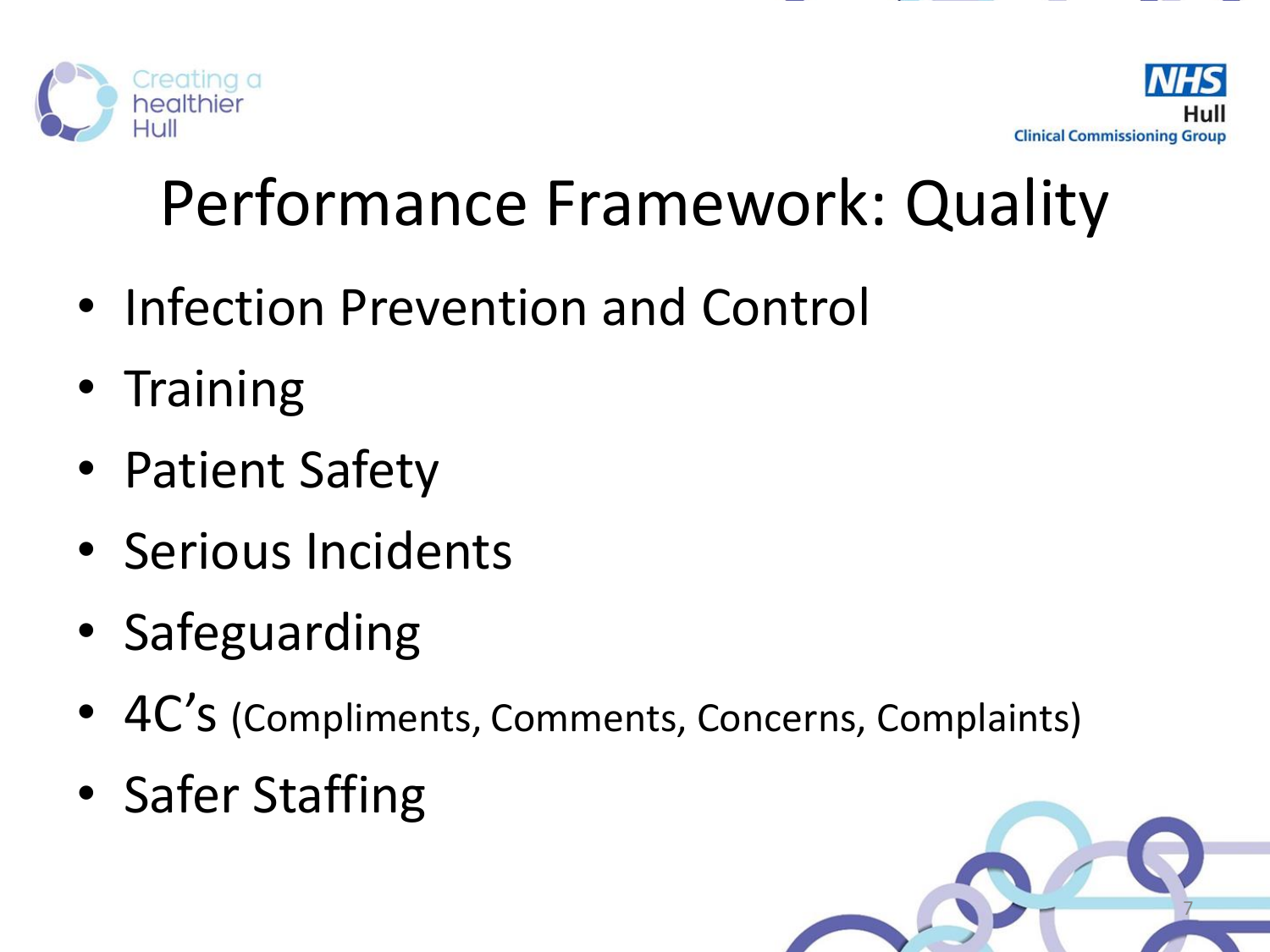# Performance Framework: Quality

- Infection Prevention and Control
- Training
- Patient Safety
- Serious Incidents
- Safeguarding
- 4C's (Compliments, Comments, Concerns, Complaints)
- Safer Staffing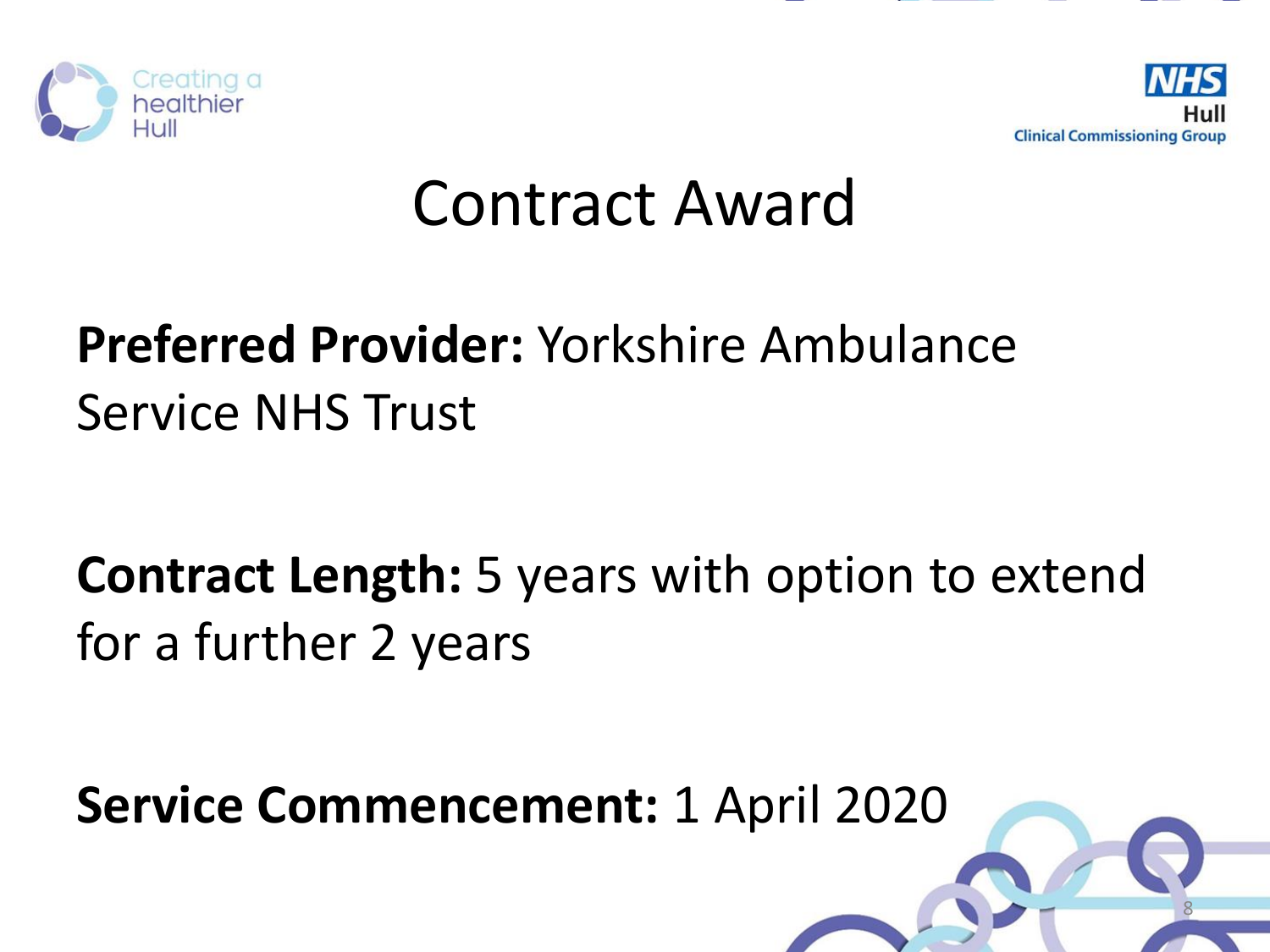# Contract Award

**Preferred Provider:** Yorkshire Ambulance Service NHS Trust

**Contract Length:** 5 years with option to extend for a further 2 years

**Service Commencement:** 1 April 2020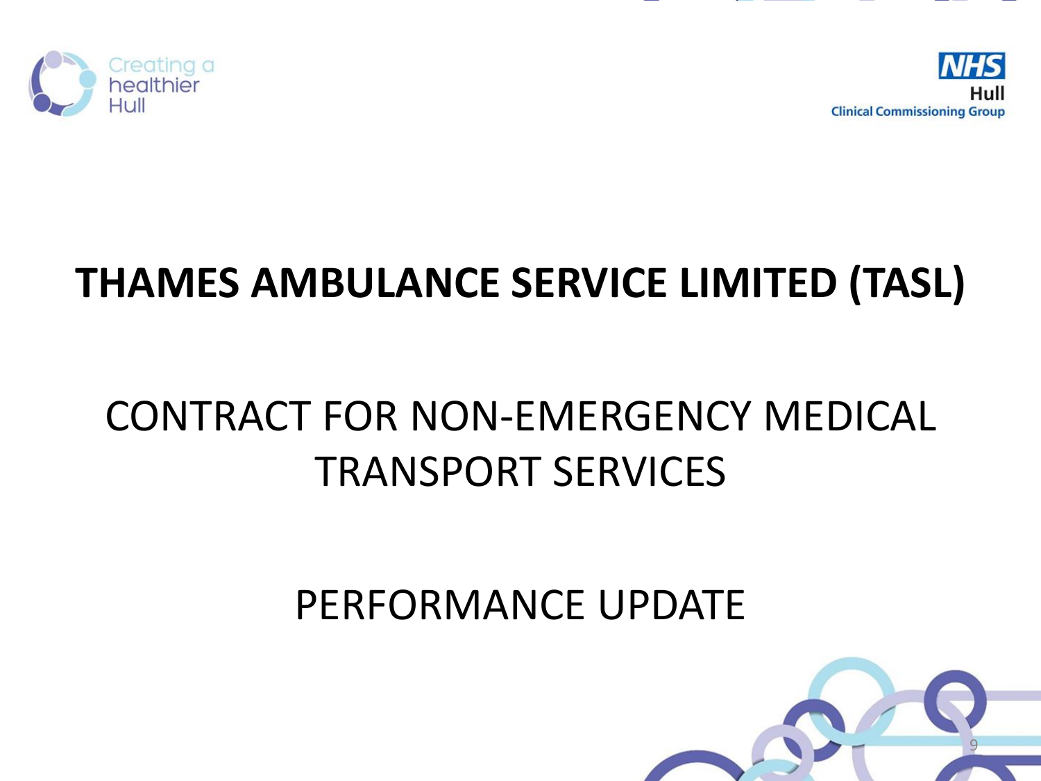# THAMES AMBULANCE SERVICE LIMITED (TASL)

## CONTRACT FOR NON-EMERGENCY MEDICAL TRANSPORT SERVICES

## PERFORMANCE UPDATE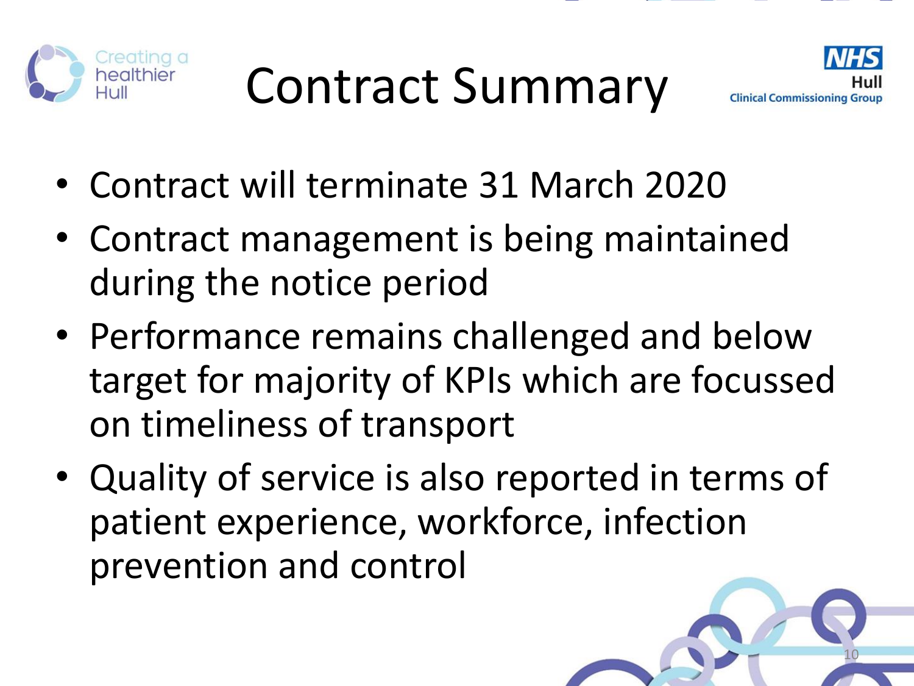# Contract Summary

- Contract will terminate 31 March 2020
- Contract management is being maintained during the notice period
- Performance remains challenged and below target for majority of KPIs which are focussed on timeliness of transport
- Quality of service is also reported in terms of patient experience, workforce, infection prevention and control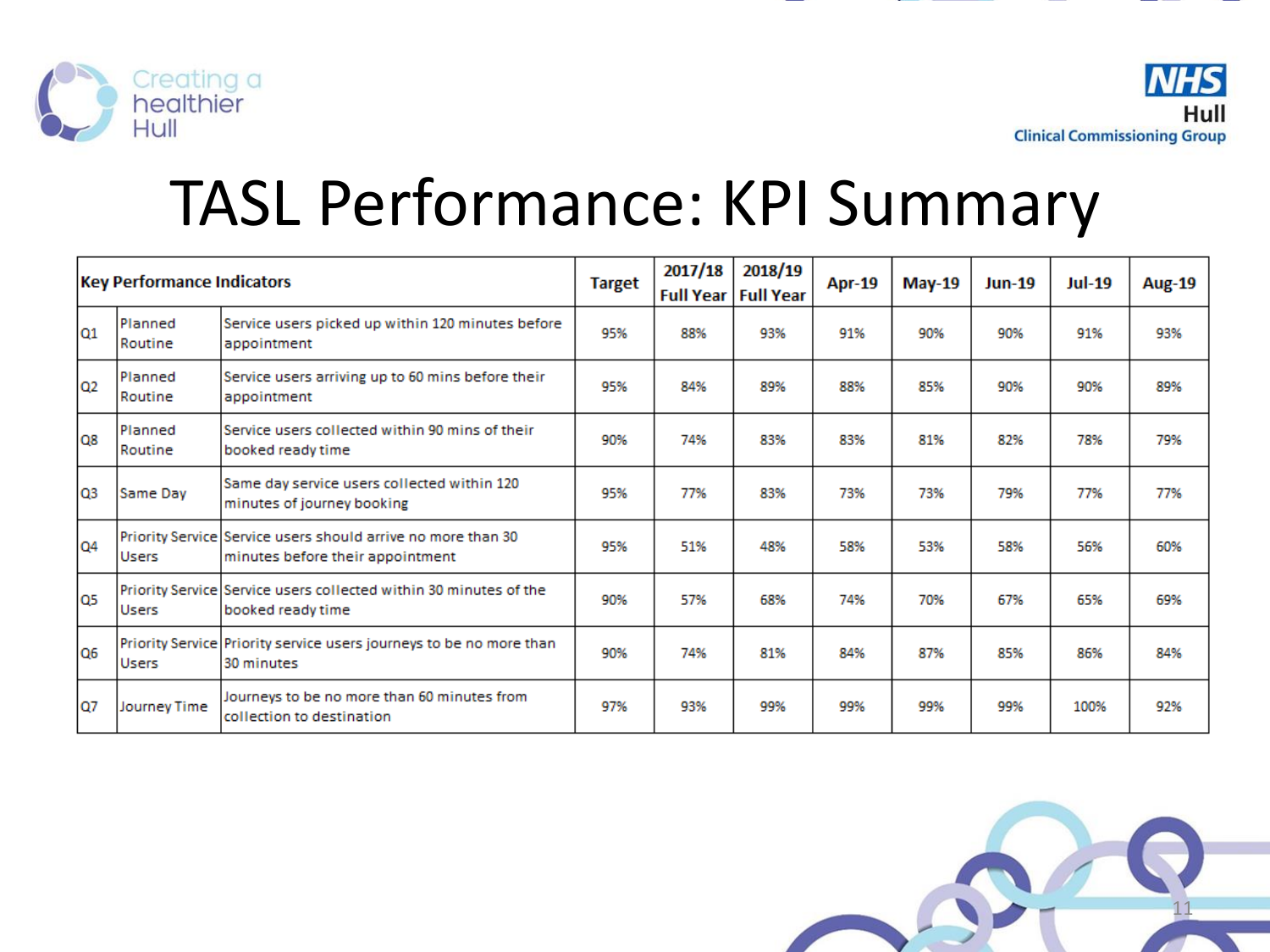# TASL Performance: KPI Summary

| Key Performance Indicators | | | Target | 2017/18 Full Year | 2018/19 Full Year | Apr-19 | May-19 | Jun-19 | Jul-19 | Aug-19 |
|---|---|---|---|---|---|---|---|---|---|---|
| Q1 | Planned Routine | Service users picked up within 120 minutes before appointment | 95% | 88% | 93% | 91% | 90% | 90% | 91% | 93% |
| Q2 | Planned Routine | Service users arriving up to 60 mins before their appointment | 95% | 84% | 89% | 88% | 85% | 90% | 90% | 89% |
| Q8 | Planned Routine | Service users collected within 90 mins of their booked ready time | 90% | 74% | 83% | 83% | 81% | 82% | 78% | 79% |
| Q3 | Same Day | Same day service users collected within 120 minutes of journey booking | 95% | 77% | 83% | 73% | 73% | 79% | 77% | 77% |
| Q4 | Priority Service Users | Service users should arrive no more than 30 minutes before their appointment | 95% | 51% | 48% | 58% | 53% | 58% | 56% | 60% |
| Q5 | Priority Service Users | Service users collected within 30 minutes of the booked ready time | 90% | 57% | 68% | 74% | 70% | 67% | 65% | 69% |
| Q6 | Priority Service Users | Priority service users journeys to be no more than 30 minutes | 90% | 74% | 81% | 84% | 87% | 85% | 86% | 84% |
| Q7 | Journey Time | Journeys to be no more than 60 minutes from collection to destination | 97% | 93% | 99% | 99% | 99% | 99% | 100% | 92% |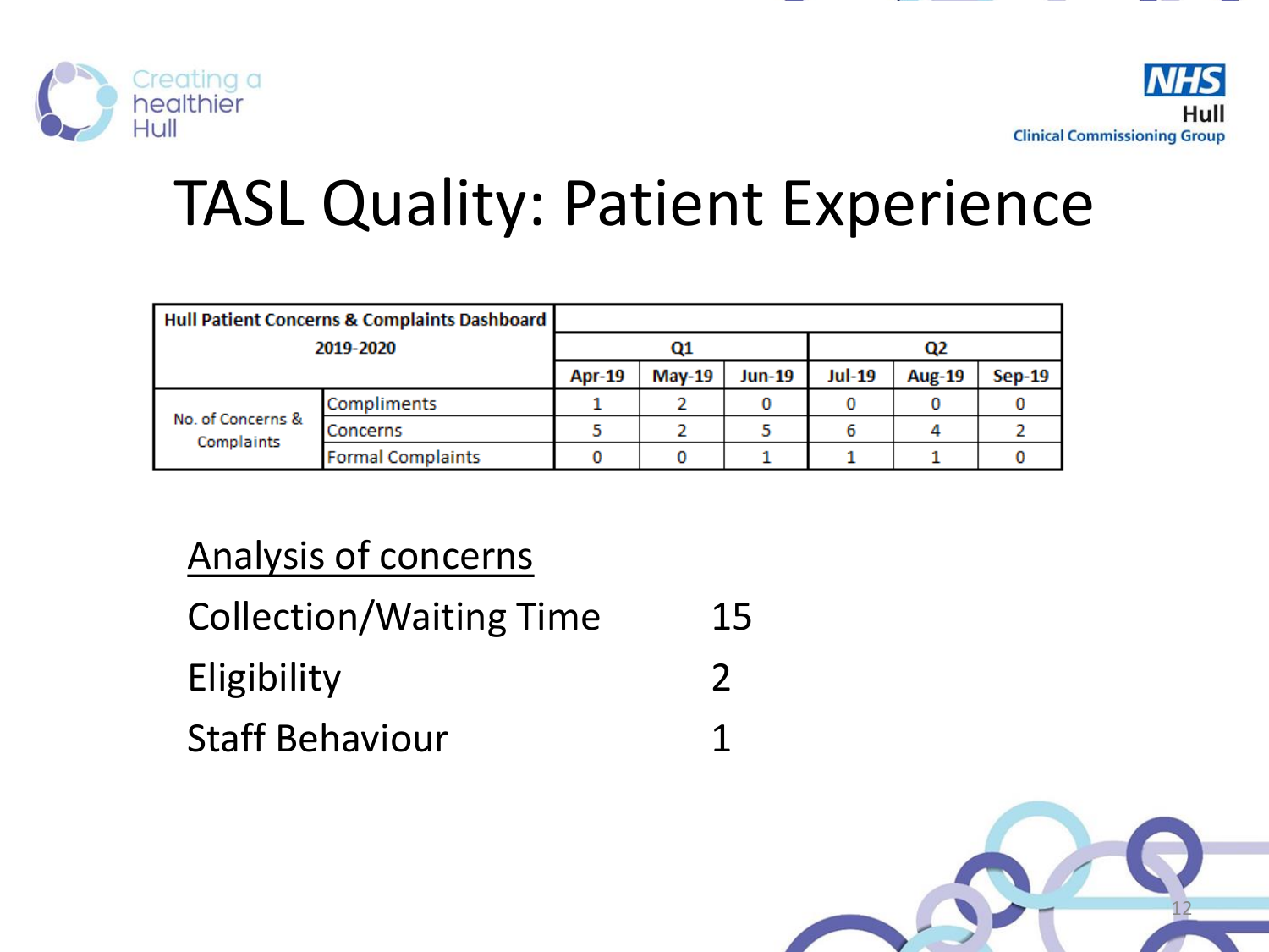# TASL Quality: Patient Experience

| Hull Patient Concerns & Complaints Dashboard 2019-2020 | | Q1 | | | Q2 | | |
|---|---|---|---|---|---|---|---|
| | | Apr-19 | May-19 | Jun-19 | Jul-19 | Aug-19 | Sep-19 |
| No. of Concerns & Complaints | Compliments | 1 | 2 | 0 | 0 | 0 | 0 |
| | Concerns | 5 | 2 | 5 | 6 | 4 | 2 |
| | Formal Complaints | 0 | 0 | 1 | 1 | 1 | 0 |

<u>Analysis of concerns</u>

| | |
|---|---|
| Collection/Waiting Time | 15 |
| Eligibility | 2 |
| Staff Behaviour | 1 |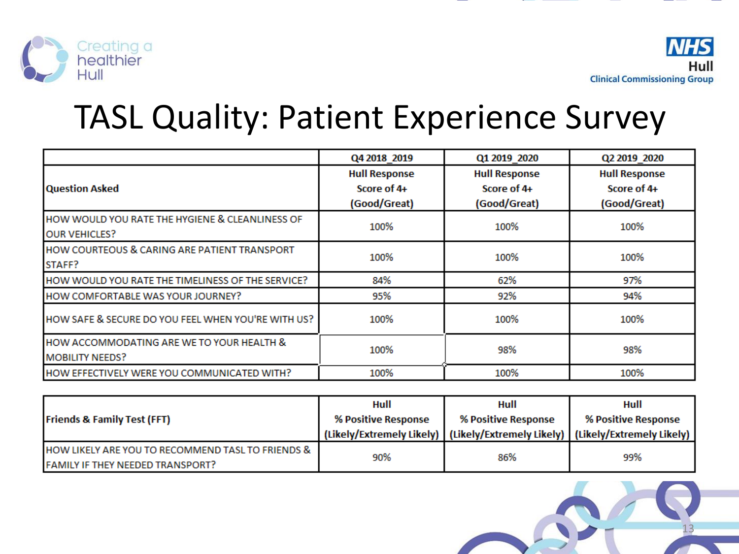Creating a healthier Hull

NHS Hull Clinical Commissioning Group

# TASL Quality: Patient Experience Survey

| | Q4 2018_2019 | Q1 2019_2020 | Q2 2019_2020 |
|---|---|---|---|
| **Question Asked** | **Hull Response Score of 4+ (Good/Great)** | **Hull Response Score of 4+ (Good/Great)** | **Hull Response Score of 4+ (Good/Great)** |
| HOW WOULD YOU RATE THE HYGIENE & CLEANLINESS OF OUR VEHICLES? | 100% | 100% | 100% |
| HOW COURTEOUS & CARING ARE PATIENT TRANSPORT STAFF? | 100% | 100% | 100% |
| HOW WOULD YOU RATE THE TIMELINESS OF THE SERVICE? | 84% | 62% | 97% |
| HOW COMFORTABLE WAS YOUR JOURNEY? | 95% | 92% | 94% |
| HOW SAFE & SECURE DO YOU FEEL WHEN YOU'RE WITH US? | 100% | 100% | 100% |
| HOW ACCOMMODATING ARE WE TO YOUR HEALTH & MOBILITY NEEDS? | 100% | 98% | 98% |
| HOW EFFECTIVELY WERE YOU COMMUNICATED WITH? | 100% | 100% | 100% |

| **Friends & Family Test (FFT)** | **Hull % Positive Response (Likely/Extremely Likely)** | **Hull % Positive Response (Likely/Extremely Likely)** | **Hull % Positive Response (Likely/Extremely Likely)** |
|---|---|---|---|
| HOW LIKELY ARE YOU TO RECOMMEND TASL TO FRIENDS & FAMILY IF THEY NEEDED TRANSPORT? | 90% | 86% | 99% |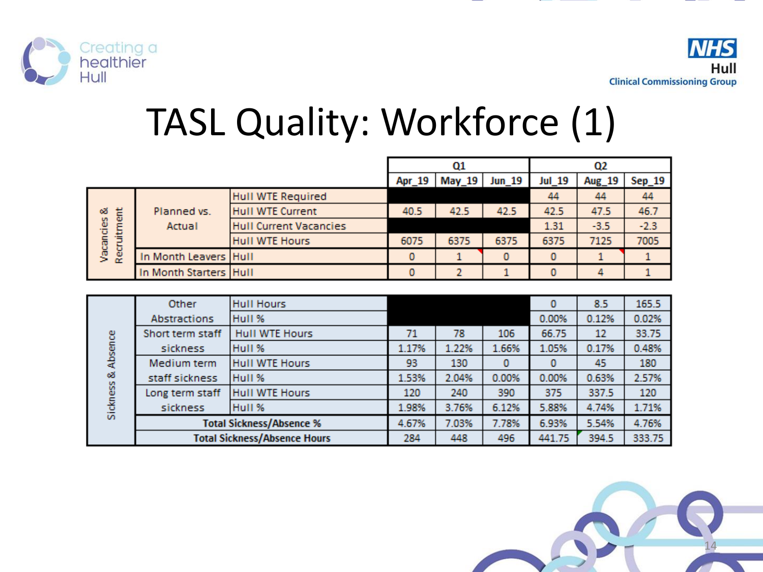Creating a healthier Hull

NHS Hull Clinical Commissioning Group

# TASL Quality: Workforce (1)

| | | | Q1 | | | Q2 | | |
|---|---|---|---|---|---|---|---|---|
| | | | Apr_19 | May_19 | Jun_19 | Jul_19 | Aug_19 | Sep_19 |
| Vacancies & Recruitment | Planned vs. Actual | Hull WTE Required | | | | 44 | 44 | 44 |
| | | Hull WTE Current | 40.5 | 42.5 | 42.5 | 42.5 | 47.5 | 46.7 |
| | | Hull Current Vacancies | | | | 1.31 | -3.5 | -2.3 |
| | | Hull WTE Hours | 6075 | 6375 | 6375 | 6375 | 7125 | 7005 |
| | In Month Leavers | Hull | 0 | 1 | 0 | 0 | 1 | 1 |
| | In Month Starters | Hull | 0 | 2 | 1 | 0 | 4 | 1 |

| | | | Apr_19 | May_19 | Jun_19 | Jul_19 | Aug_19 | Sep_19 |
|---|---|---|---|---|---|---|---|---|
| Sickness & Absence | Other Abstractions | Hull Hours | | | | 0 | 8.5 | 165.5 |
| | | Hull % | | | | 0.00% | 0.12% | 0.02% |
| | Short term staff sickness | Hull WTE Hours | 71 | 78 | 106 | 66.75 | 12 | 33.75 |
| | | Hull % | 1.17% | 1.22% | 1.66% | 1.05% | 0.17% | 0.48% |
| | Medium term staff sickness | Hull WTE Hours | 93 | 130 | 0 | 0 | 45 | 180 |
| | | Hull % | 1.53% | 2.04% | 0.00% | 0.00% | 0.63% | 2.57% |
| | Long term staff sickness | Hull WTE Hours | 120 | 240 | 390 | 375 | 337.5 | 120 |
| | | Hull % | 1.98% | 3.76% | 6.12% | 5.88% | 4.74% | 1.71% |
| | **Total Sickness/Absence %** | | 4.67% | 7.03% | 7.78% | 6.93% | 5.54% | 4.76% |
| | **Total Sickness/Absence Hours** | | 284 | 448 | 496 | 441.75 | 394.5 | 333.75 |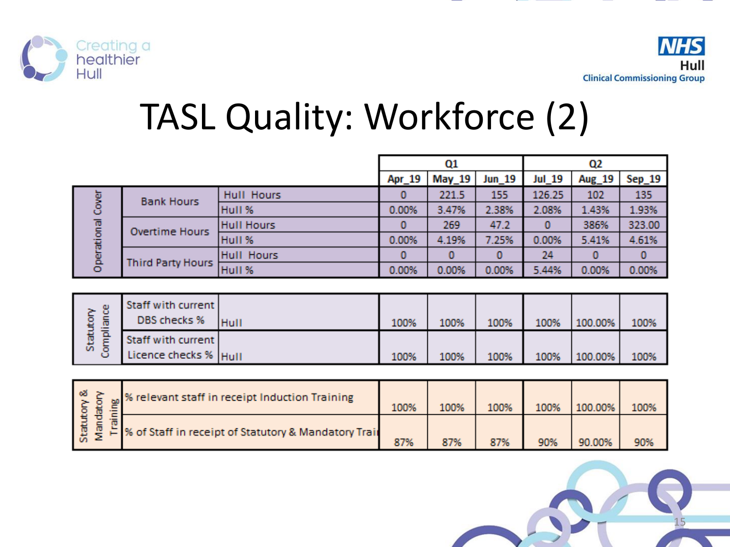Creating a healthier Hull

NHS Hull Clinical Commissioning Group

# TASL Quality: Workforce (2)

| | | | Q1 | | | Q2 | | |
|---|---|---|---|---|---|---|---|---|
| | | | Apr_19 | May_19 | Jun_19 | Jul_19 | Aug_19 | Sep_19 |
| Operational Cover | Bank Hours | Hull Hours | 0 | 221.5 | 155 | 126.25 | 102 | 135 |
| | | Hull % | 0.00% | 3.47% | 2.38% | 2.08% | 1.43% | 1.93% |
| | Overtime Hours | Hull Hours | 0 | 269 | 47.2 | 0 | 386% | 323.00 |
| | | Hull % | 0.00% | 4.19% | 7.25% | 0.00% | 5.41% | 4.61% |
| | Third Party Hours | Hull Hours | 0 | 0 | 0 | 24 | 0 | 0 |
| | | Hull % | 0.00% | 0.00% | 0.00% | 5.44% | 0.00% | 0.00% |

| | | | Apr_19 | May_19 | Jun_19 | Jul_19 | Aug_19 | Sep_19 |
|---|---|---|---|---|---|---|---|---|
| Statutory Compliance | Staff with current DBS checks % | Hull | 100% | 100% | 100% | 100% | 100.00% | 100% |
| | Staff with current Licence checks % | Hull | 100% | 100% | 100% | 100% | 100.00% | 100% |

| | | Apr_19 | May_19 | Jun_19 | Jul_19 | Aug_19 | Sep_19 |
|---|---|---|---|---|---|---|---|
| Statutory & Mandatory Training | % relevant staff in receipt Induction Training | 100% | 100% | 100% | 100% | 100.00% | 100% |
| | % of Staff in receipt of Statutory & Mandatory Trai | 87% | 87% | 87% | 90% | 90.00% | 90% |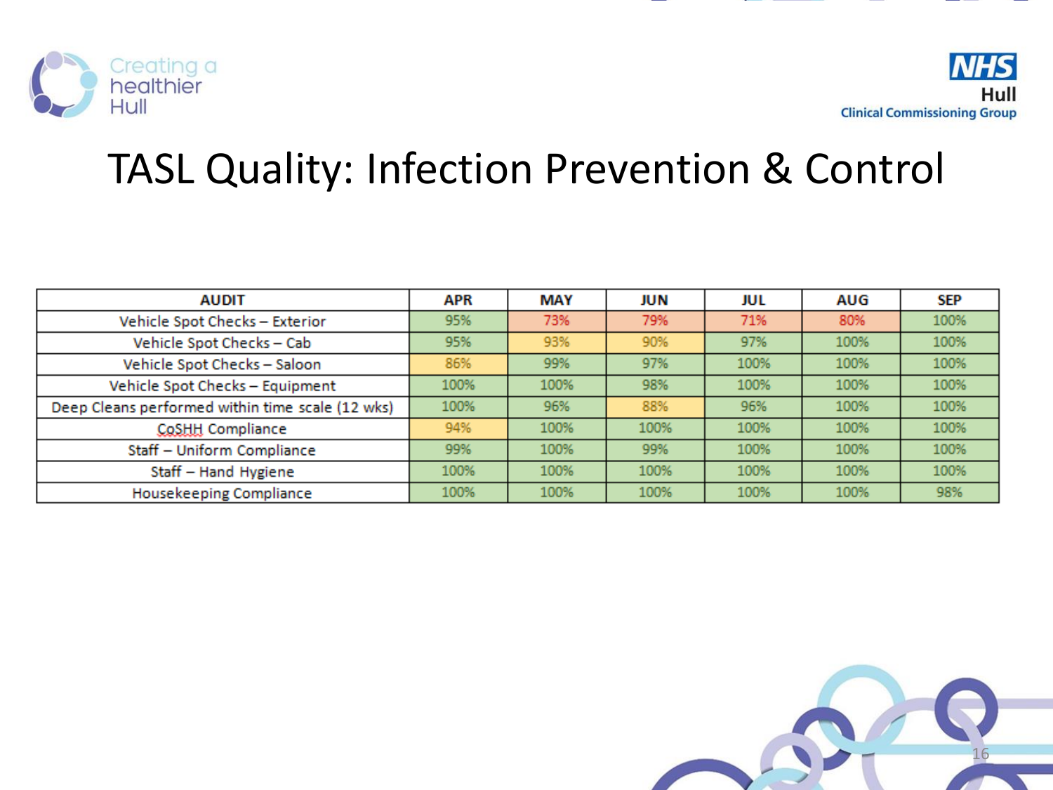Creating a healthier Hull

NHS Hull Clinical Commissioning Group

# TASL Quality: Infection Prevention & Control

| AUDIT | APR | MAY | JUN | JUL | AUG | SEP |
|---|---|---|---|---|---|---|
| Vehicle Spot Checks – Exterior | 95% | 73% | 79% | 71% | 80% | 100% |
| Vehicle Spot Checks – Cab | 95% | 93% | 90% | 97% | 100% | 100% |
| Vehicle Spot Checks – Saloon | 86% | 99% | 97% | 100% | 100% | 100% |
| Vehicle Spot Checks – Equipment | 100% | 100% | 98% | 100% | 100% | 100% |
| Deep Cleans performed within time scale (12 wks) | 100% | 96% | 88% | 96% | 100% | 100% |
| CoSHH Compliance | 94% | 100% | 100% | 100% | 100% | 100% |
| Staff – Uniform Compliance | 99% | 100% | 99% | 100% | 100% | 100% |
| Staff – Hand Hygiene | 100% | 100% | 100% | 100% | 100% | 100% |
| Housekeeping Compliance | 100% | 100% | 100% | 100% | 100% | 98% |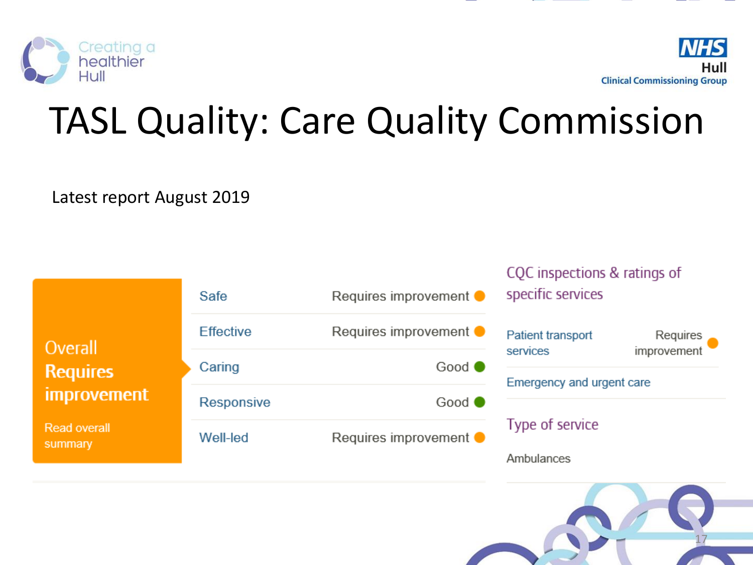# TASL Quality: Care Quality Commission

Latest report August 2019

**Overall Requires improvement**

Read overall summary

| Key question | Rating |
| --- | --- |
| Safe | Requires improvement |
| Effective | Requires improvement |
| Caring | Good |
| Responsive | Good |
| Well-led | Requires improvement |

## CQC inspections & ratings of specific services

| Service | Rating |
| --- | --- |
| Patient transport services | Requires improvement |
| Emergency and urgent care | |

## Type of service

Ambulances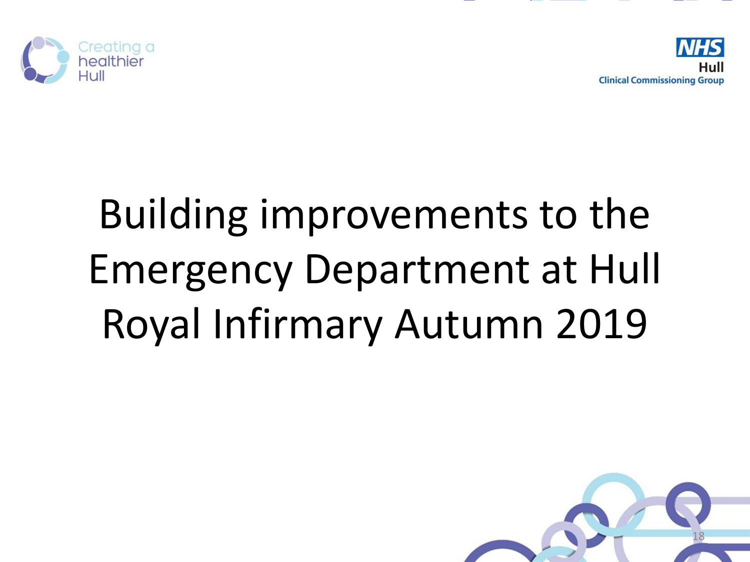# Building improvements to the Emergency Department at Hull Royal Infirmary Autumn 2019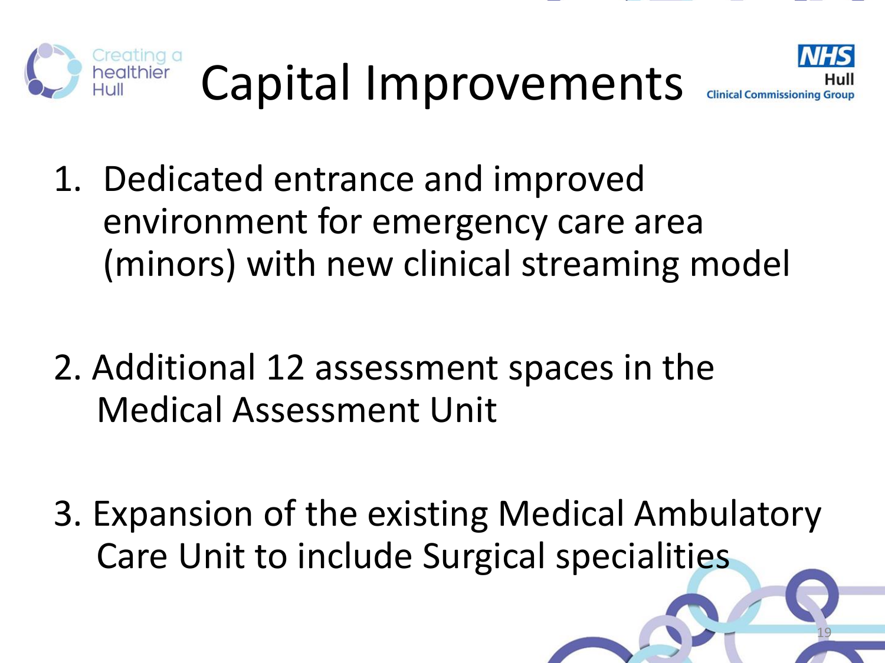# Capital Improvements

1. Dedicated entrance and improved environment for emergency care area (minors) with new clinical streaming model

2. Additional 12 assessment spaces in the Medical Assessment Unit

3. Expansion of the existing Medical Ambulatory Care Unit to include Surgical specialities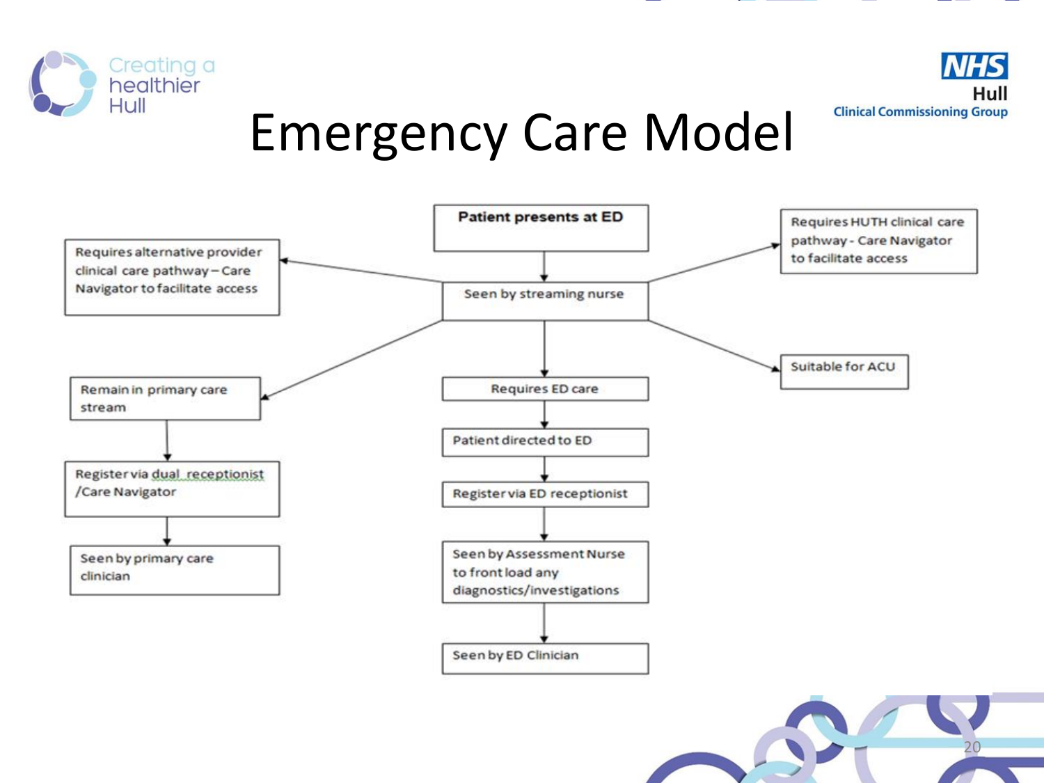# Emergency Care Model

**Patient presents at ED**

↓

Seen by streaming nurse

From the streaming nurse, the patient follows one of five routes:

- Requires alternative provider clinical care pathway – Care Navigator to facilitate access
- Requires HUTH clinical care pathway - Care Navigator to facilitate access
- Suitable for ACU
- Remain in primary care stream
  - → Register via dual receptionist /Care Navigator
  - → Seen by primary care clinician
- Requires ED care
  - → Patient directed to ED
  - → Register via ED receptionist
  - → Seen by Assessment Nurse to front load any diagnostics/investigations
  - → Seen by ED Clinician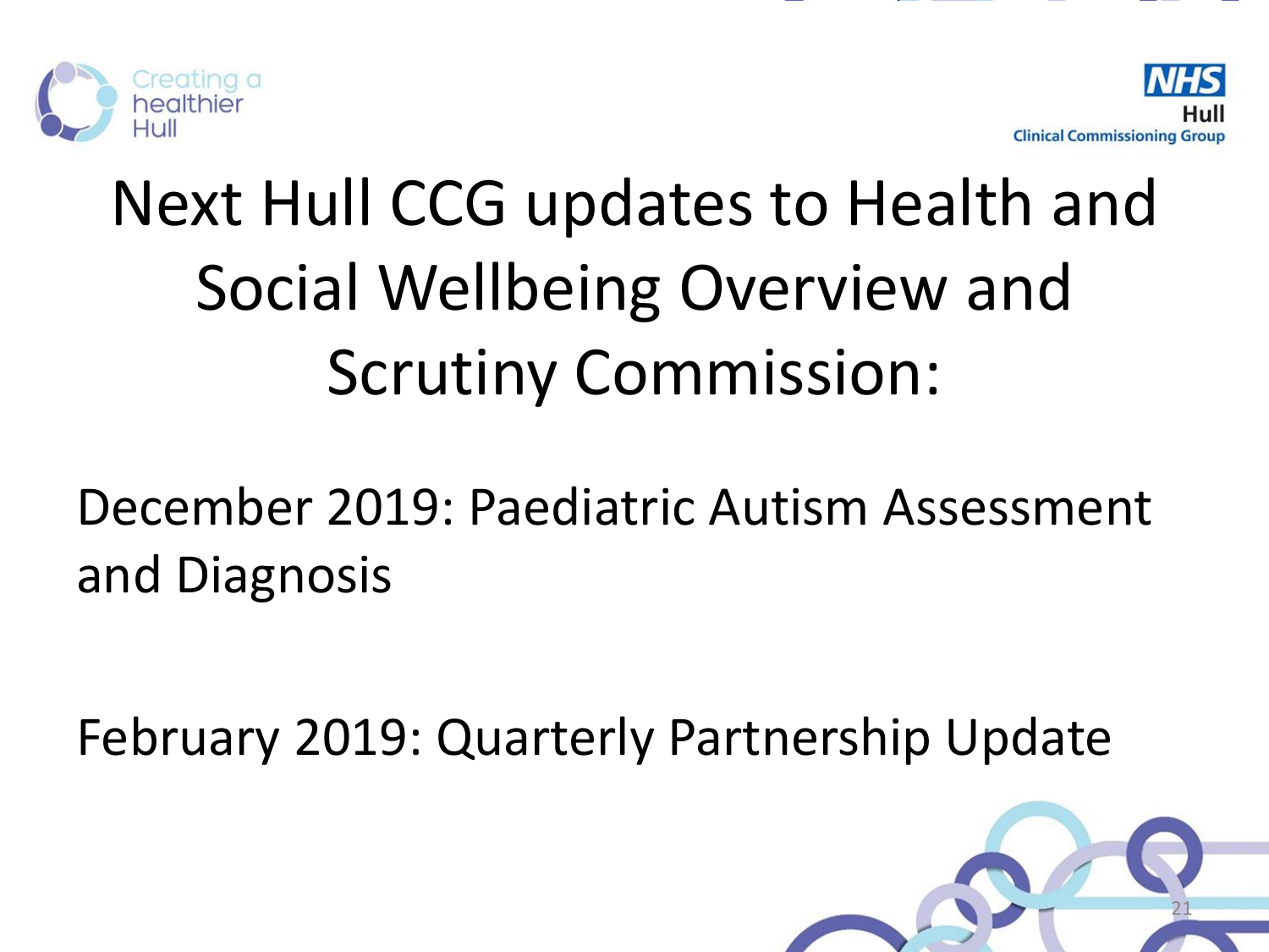# Next Hull CCG updates to Health and Social Wellbeing Overview and Scrutiny Commission:

December 2019: Paediatric Autism Assessment and Diagnosis

February 2019: Quarterly Partnership Update